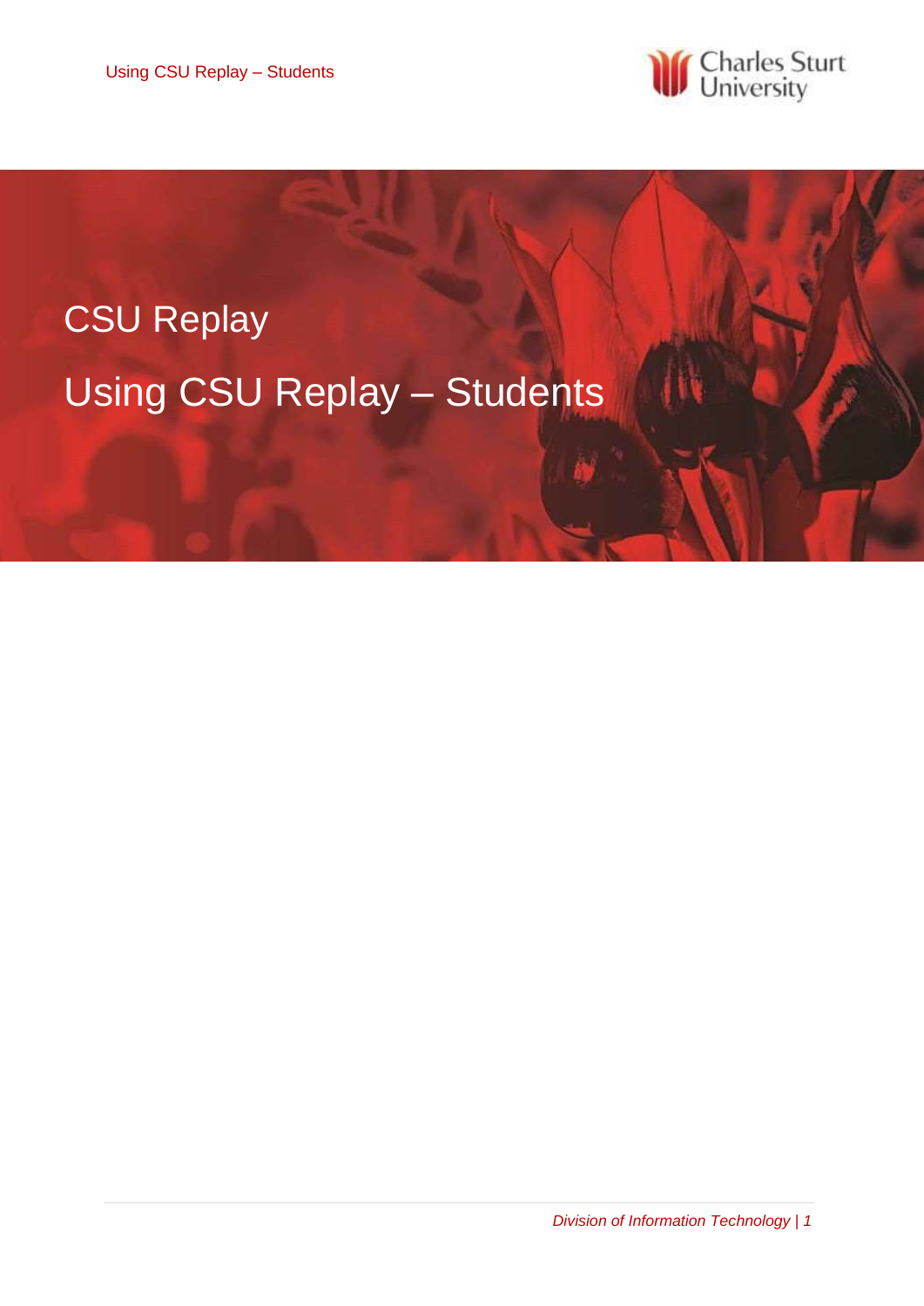# CSU Replay

## Using CSU Replay – Students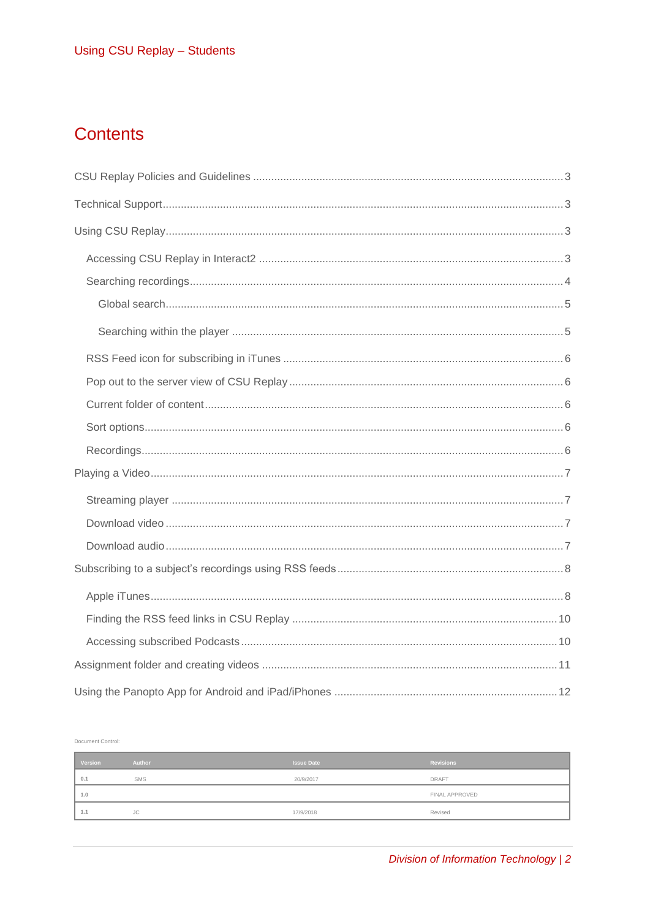# Contents

- CSU Replay Policies and Guidelines ..... 3
- Technical Support ..... 3
- Using CSU Replay ..... 3
  - Accessing CSU Replay in Interact2 ..... 3
  - Searching recordings ..... 4
    - Global search ..... 5
    - Searching within the player ..... 5
  - RSS Feed icon for subscribing in iTunes ..... 6
  - Pop out to the server view of CSU Replay ..... 6
  - Current folder of content ..... 6
  - Sort options ..... 6
  - Recordings ..... 6
- Playing a Video ..... 7
  - Streaming player ..... 7
  - Download video ..... 7
  - Download audio ..... 7
- Subscribing to a subject's recordings using RSS feeds ..... 8
  - Apple iTunes ..... 8
  - Finding the RSS feed links in CSU Replay ..... 10
  - Accessing subscribed Podcasts ..... 10
- Assignment folder and creating videos ..... 11
- Using the Panopto App for Android and iPad/iPhones ..... 12

Document Control:

| Version | Author | Issue Date | Revisions |
|---|---|---|---|
| 0.1 | SMS | 20/9/2017 | DRAFT |
| 1.0 | | | FINAL APPROVED |
| 1.1 | JC | 17/9/2018 | Revised |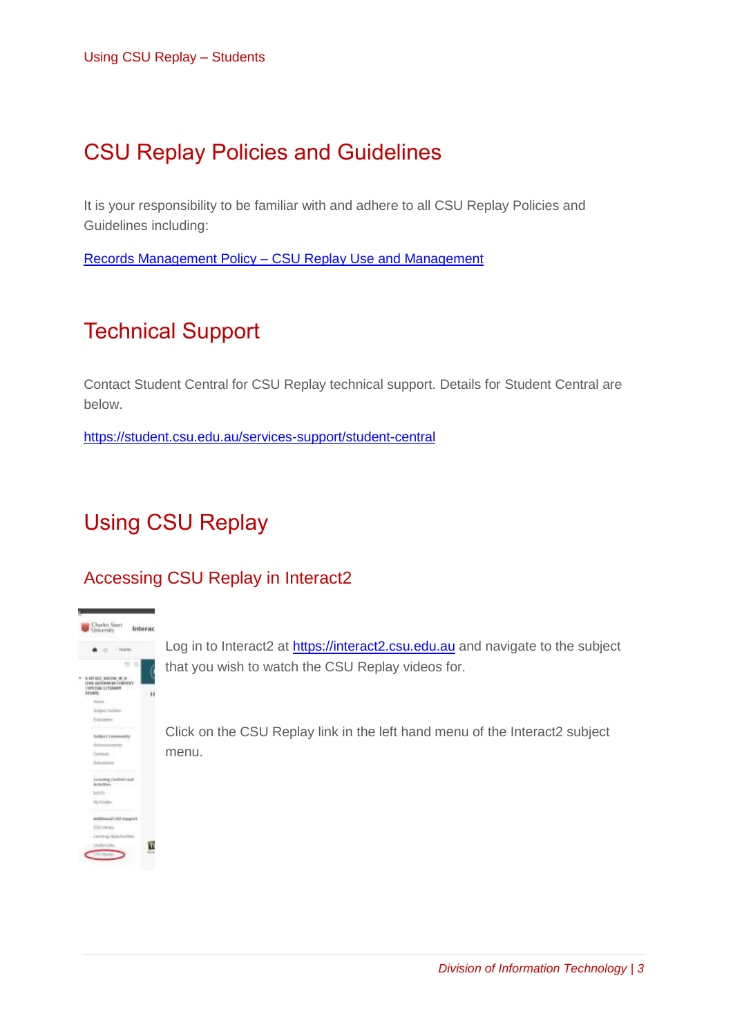# CSU Replay Policies and Guidelines

It is your responsibility to be familiar with and adhere to all CSU Replay Policies and Guidelines including:

[Records Management Policy – CSU Replay Use and Management]

# Technical Support

Contact Student Central for CSU Replay technical support. Details for Student Central are below.

https://student.csu.edu.au/services-support/student-central

# Using CSU Replay

## Accessing CSU Replay in Interact2

Log in to Interact2 at https://interact2.csu.edu.au and navigate to the subject that you wish to watch the CSU Replay videos for.

Click on the CSU Replay link in the left hand menu of the Interact2 subject menu.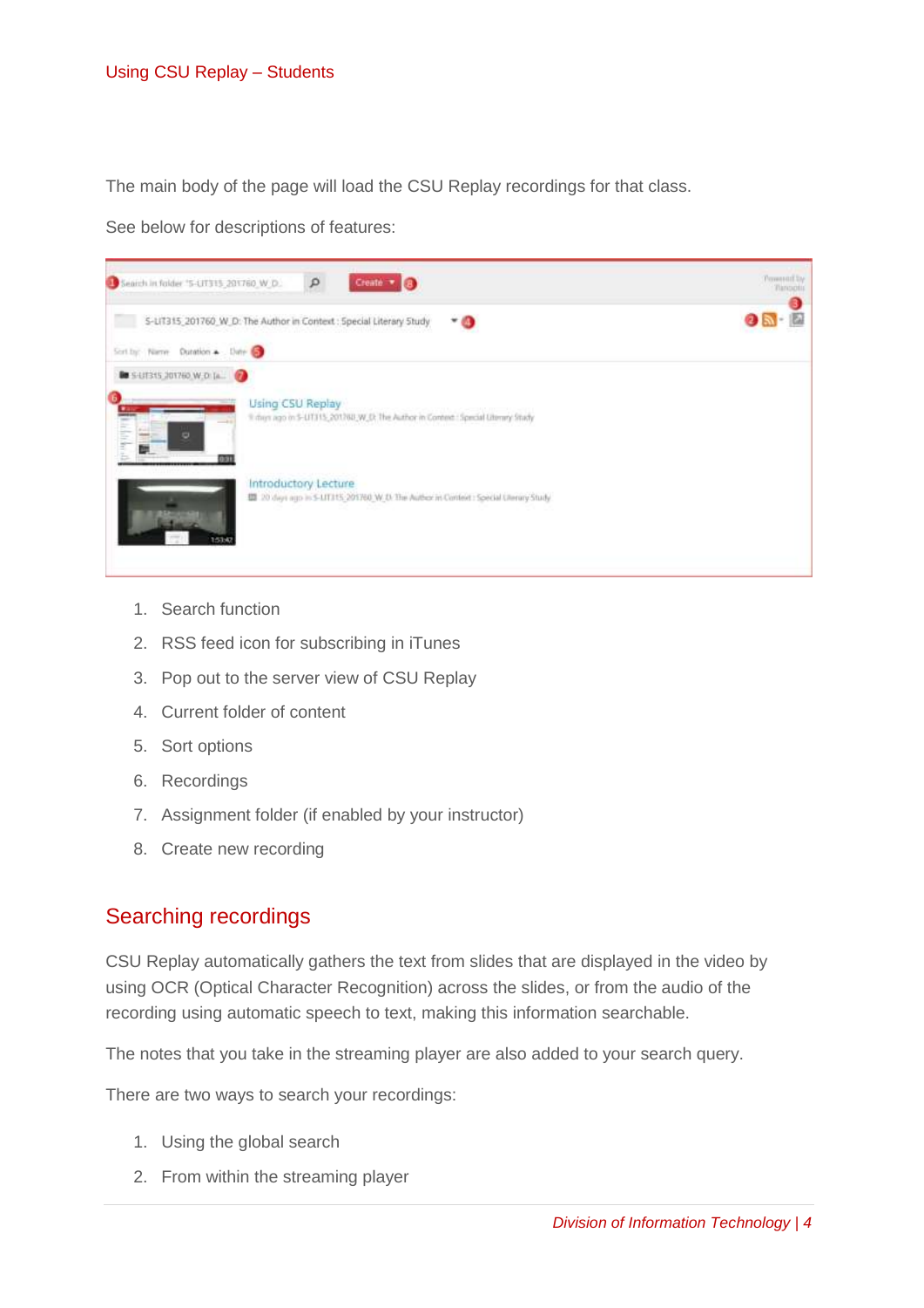The main body of the page will load the CSU Replay recordings for that class.

See below for descriptions of features:

1. Search function
2. RSS feed icon for subscribing in iTunes
3. Pop out to the server view of CSU Replay
4. Current folder of content
5. Sort options
6. Recordings
7. Assignment folder (if enabled by your instructor)
8. Create new recording

## Searching recordings

CSU Replay automatically gathers the text from slides that are displayed in the video by using OCR (Optical Character Recognition) across the slides, or from the audio of the recording using automatic speech to text, making this information searchable.

The notes that you take in the streaming player are also added to your search query.

There are two ways to search your recordings:

1. Using the global search
2. From within the streaming player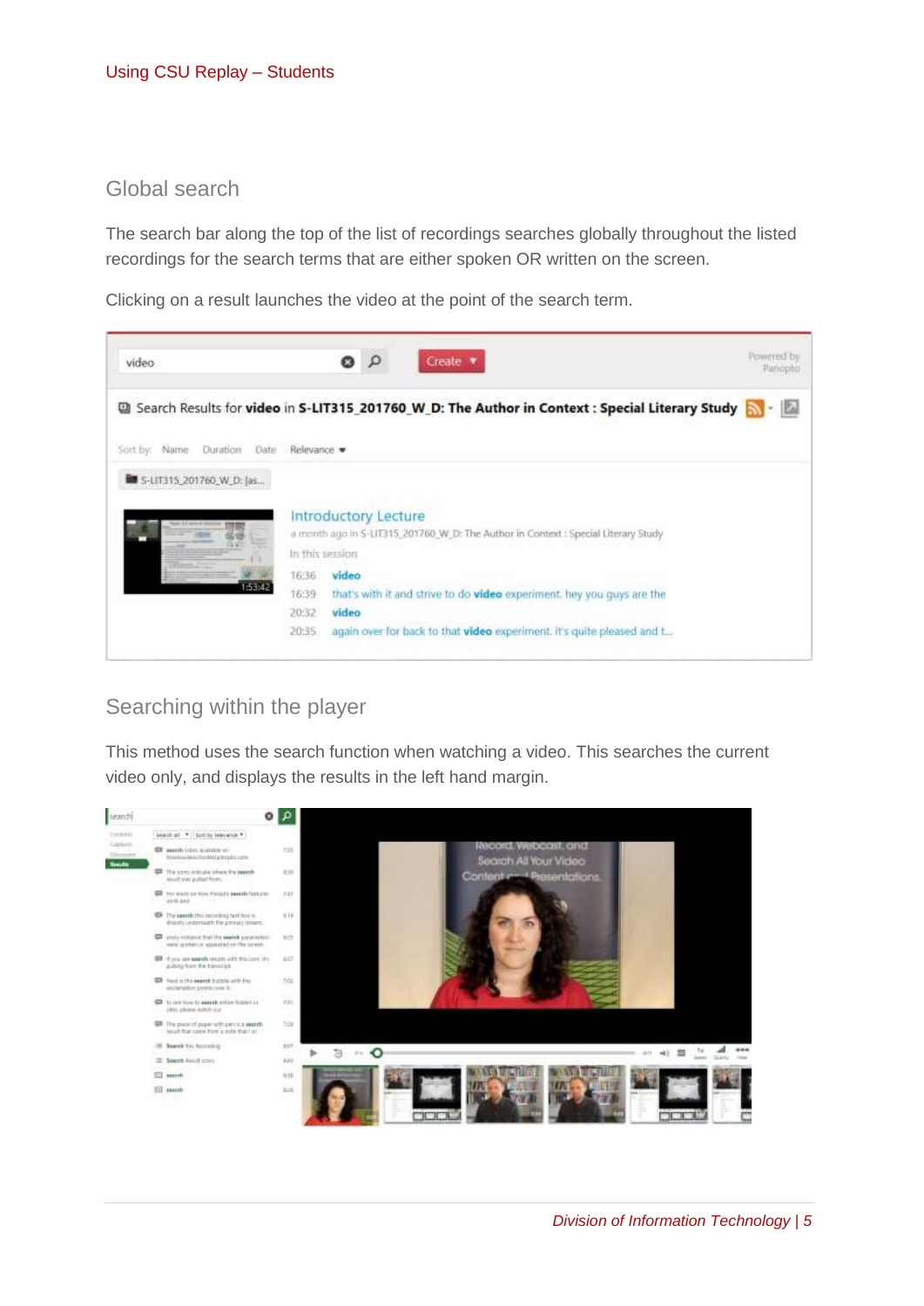## Global search

The search bar along the top of the list of recordings searches globally throughout the listed recordings for the search terms that are either spoken OR written on the screen.

Clicking on a result launches the video at the point of the search term.

## Searching within the player

This method uses the search function when watching a video. This searches the current video only, and displays the results in the left hand margin.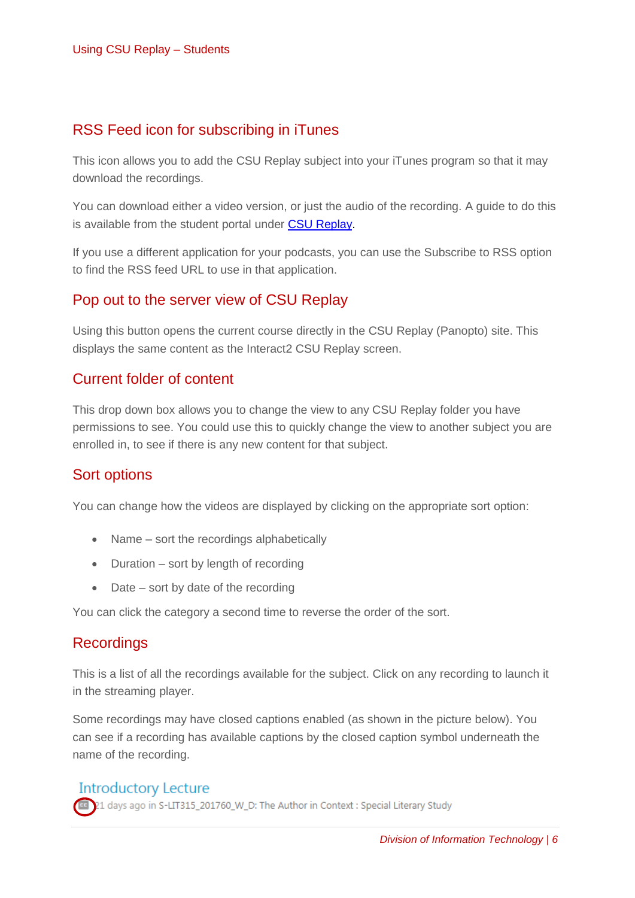## RSS Feed icon for subscribing in iTunes

This icon allows you to add the CSU Replay subject into your iTunes program so that it may download the recordings.

You can download either a video version, or just the audio of the recording. A guide to do this is available from the student portal under [CSU Replay](CSU Replay).

If you use a different application for your podcasts, you can use the Subscribe to RSS option to find the RSS feed URL to use in that application.

## Pop out to the server view of CSU Replay

Using this button opens the current course directly in the CSU Replay (Panopto) site. This displays the same content as the Interact2 CSU Replay screen.

## Current folder of content

This drop down box allows you to change the view to any CSU Replay folder you have permissions to see. You could use this to quickly change the view to another subject you are enrolled in, to see if there is any new content for that subject.

## Sort options

You can change how the videos are displayed by clicking on the appropriate sort option:

- Name – sort the recordings alphabetically
- Duration – sort by length of recording
- Date – sort by date of the recording

You can click the category a second time to reverse the order of the sort.

## Recordings

This is a list of all the recordings available for the subject. Click on any recording to launch it in the streaming player.

Some recordings may have closed captions enabled (as shown in the picture below). You can see if a recording has available captions by the closed caption symbol underneath the name of the recording.

Introductory Lecture
CC 21 days ago in S-LIT315_201760_W_D: The Author in Context : Special Literary Study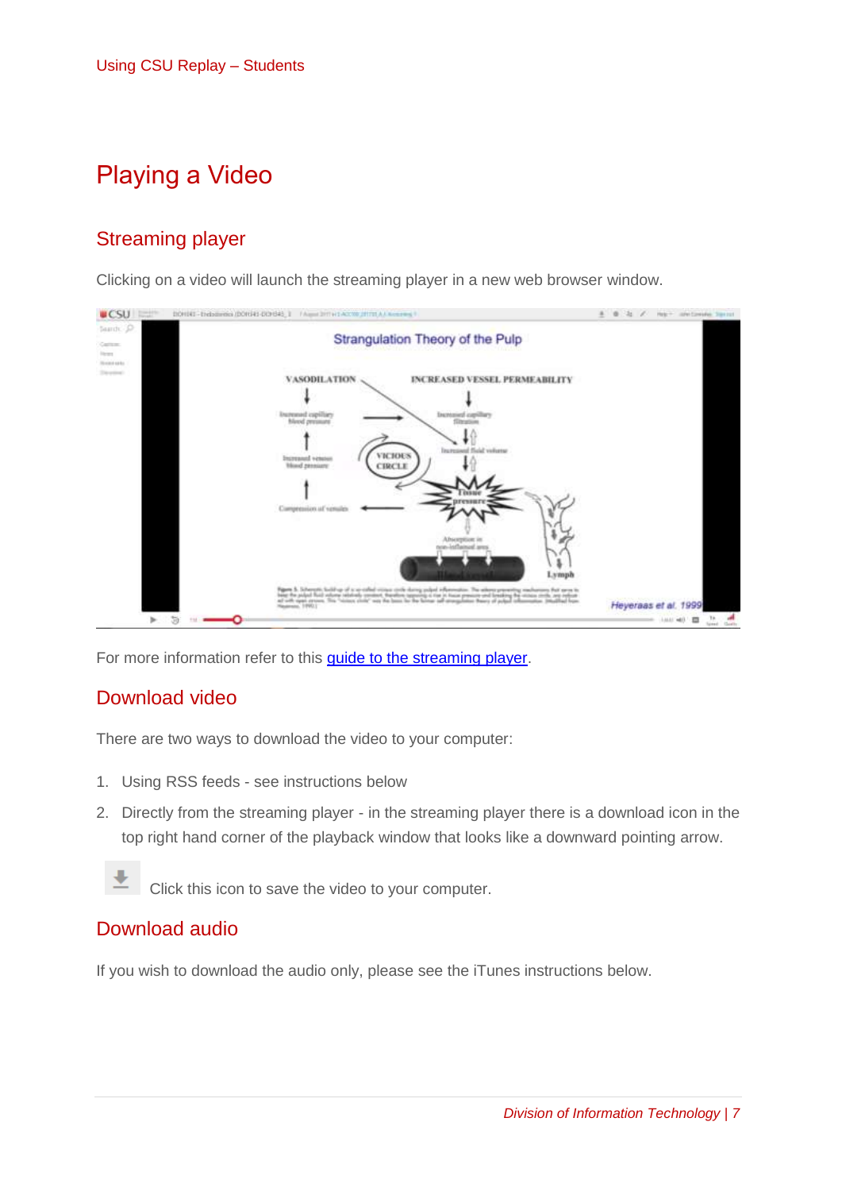# Playing a Video

## Streaming player

Clicking on a video will launch the streaming player in a new web browser window.

For more information refer to this guide to the streaming player.

## Download video

There are two ways to download the video to your computer:

1. Using RSS feeds - see instructions below
2. Directly from the streaming player - in the streaming player there is a download icon in the top right hand corner of the playback window that looks like a downward pointing arrow.

Click this icon to save the video to your computer.

## Download audio

If you wish to download the audio only, please see the iTunes instructions below.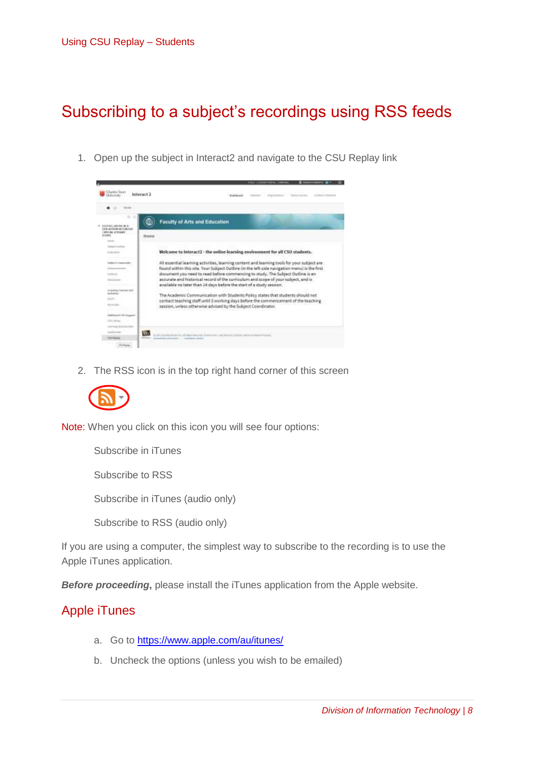# Subscribing to a subject's recordings using RSS feeds

1. Open up the subject in Interact2 and navigate to the CSU Replay link

2. The RSS icon is in the top right hand corner of this screen

Note: When you click on this icon you will see four options:

Subscribe in iTunes

Subscribe to RSS

Subscribe in iTunes (audio only)

Subscribe to RSS (audio only)

If you are using a computer, the simplest way to subscribe to the recording is to use the Apple iTunes application.

***Before proceeding***, please install the iTunes application from the Apple website.

## Apple iTunes

a. Go to [https://www.apple.com/au/itunes/](https://www.apple.com/au/itunes/)

b. Uncheck the options (unless you wish to be emailed)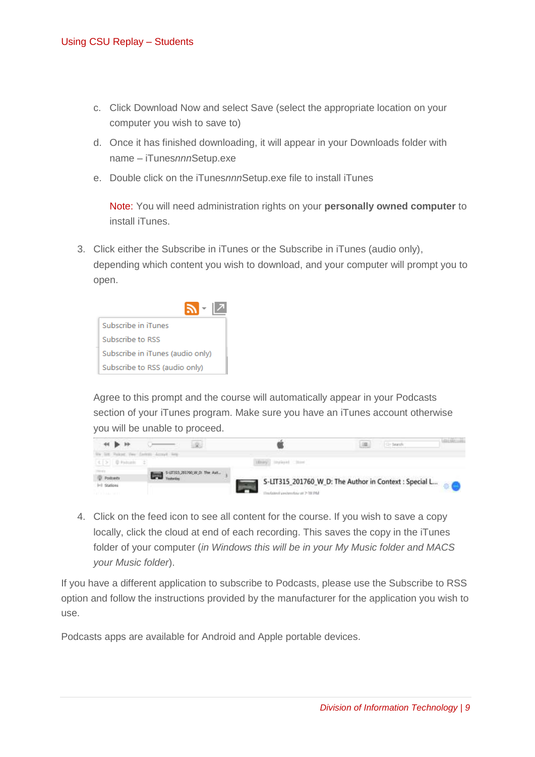c. Click Download Now and select Save (select the appropriate location on your computer you wish to save to)

d. Once it has finished downloading, it will appear in your Downloads folder with name – iTunes*nnn*Setup.exe

e. Double click on the iTunes*nnn*Setup.exe file to install iTunes

   Note: You will need administration rights on your **personally owned computer** to install iTunes.

3. Click either the Subscribe in iTunes or the Subscribe in iTunes (audio only), depending which content you wish to download, and your computer will prompt you to open.

   Subscribe in iTunes
   Subscribe to RSS
   Subscribe in iTunes (audio only)
   Subscribe to RSS (audio only)

   Agree to this prompt and the course will automatically appear in your Podcasts section of your iTunes program. Make sure you have an iTunes account otherwise you will be unable to proceed.

4. Click on the feed icon to see all content for the course. If you wish to save a copy locally, click the cloud at end of each recording. This saves the copy in the iTunes folder of your computer (*in Windows this will be in your My Music folder and MACS your Music folder*).

If you have a different application to subscribe to Podcasts, please use the Subscribe to RSS option and follow the instructions provided by the manufacturer for the application you wish to use.

Podcasts apps are available for Android and Apple portable devices.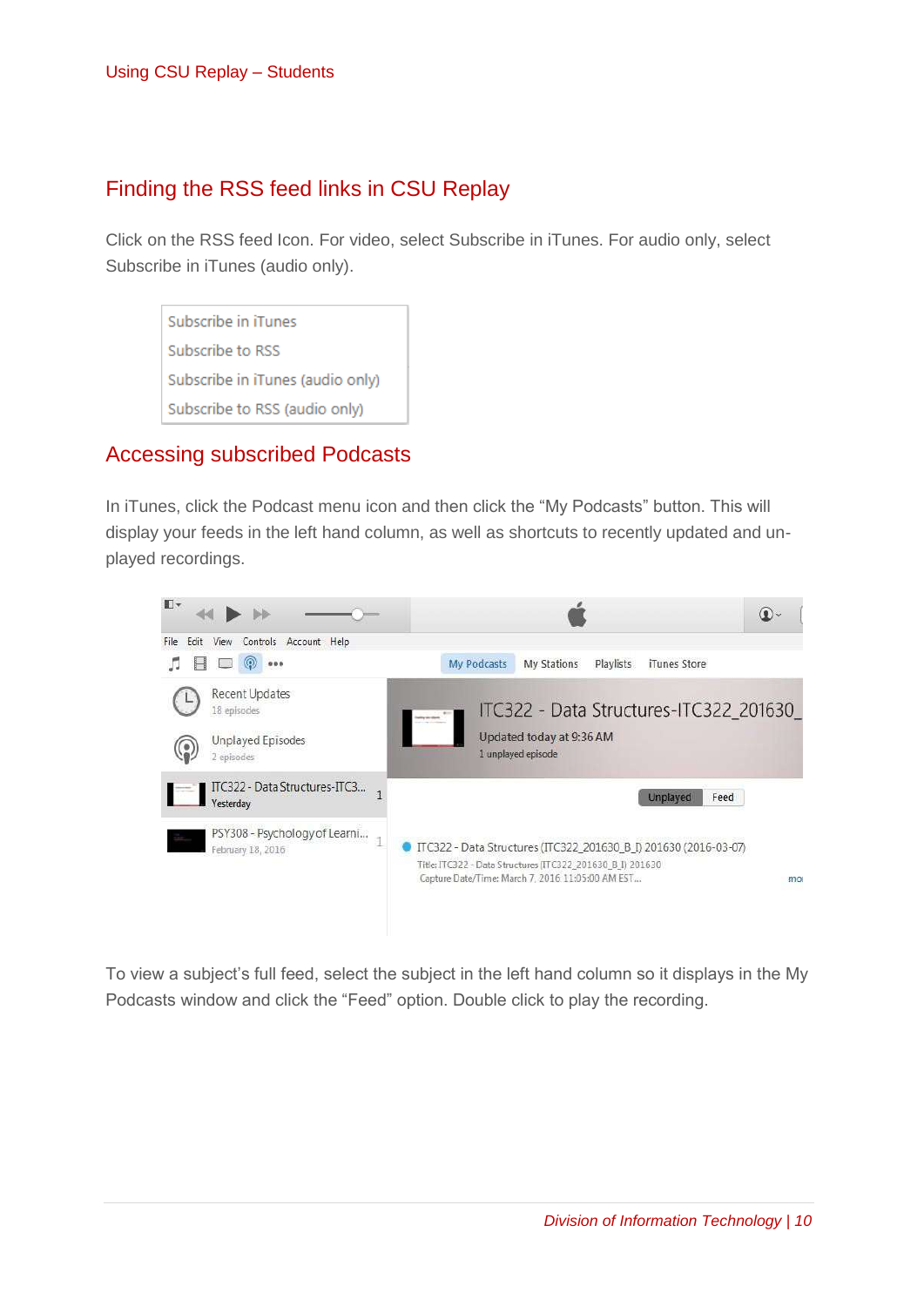## Finding the RSS feed links in CSU Replay

Click on the RSS feed Icon. For video, select Subscribe in iTunes. For audio only, select Subscribe in iTunes (audio only).

Subscribe in iTunes
Subscribe to RSS
Subscribe in iTunes (audio only)
Subscribe to RSS (audio only)

## Accessing subscribed Podcasts

In iTunes, click the Podcast menu icon and then click the “My Podcasts” button. This will display your feeds in the left hand column, as well as shortcuts to recently updated and un-played recordings.

To view a subject’s full feed, select the subject in the left hand column so it displays in the My Podcasts window and click the “Feed” option. Double click to play the recording.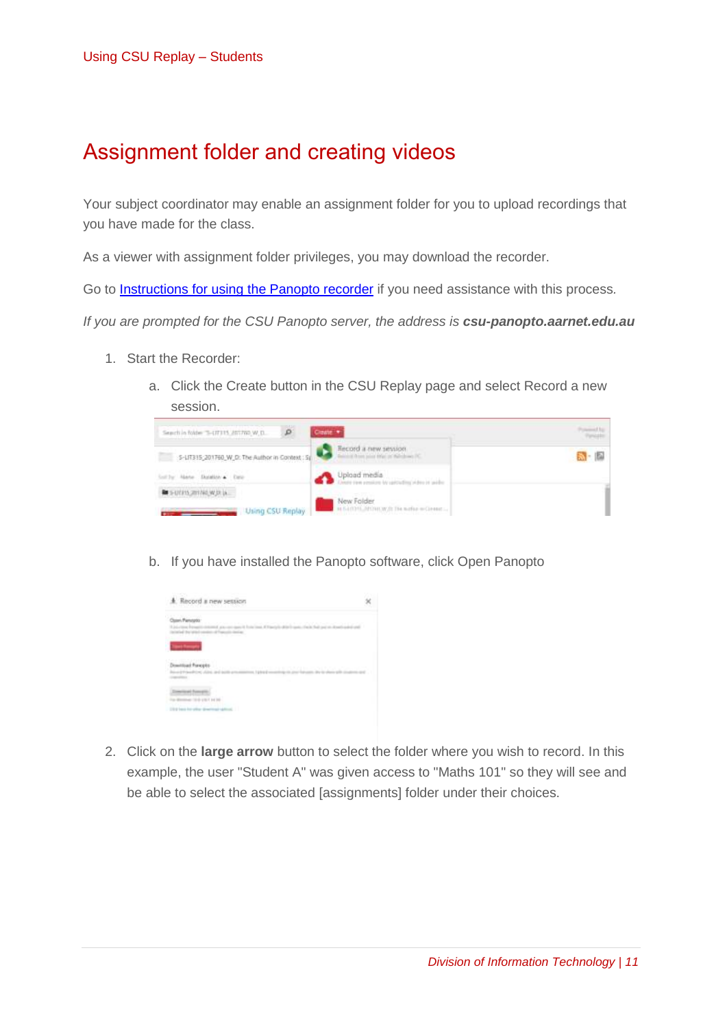# Assignment folder and creating videos

Your subject coordinator may enable an assignment folder for you to upload recordings that you have made for the class.

As a viewer with assignment folder privileges, you may download the recorder.

Go to [Instructions for using the Panopto recorder](#) if you need assistance with this process.

*If you are prompted for the CSU Panopto server, the address is **csu-panopto.aarnet.edu.au***

1. Start the Recorder:

    a. Click the Create button in the CSU Replay page and select Record a new session.

    b. If you have installed the Panopto software, click Open Panopto

2. Click on the **large arrow** button to select the folder where you wish to record. In this example, the user "Student A" was given access to "Maths 101" so they will see and be able to select the associated [assignments] folder under their choices.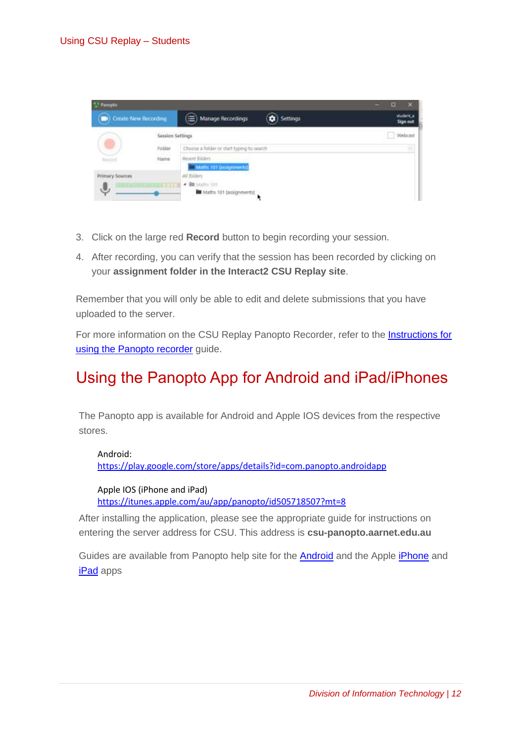3. Click on the large red **Record** button to begin recording your session.
4. After recording, you can verify that the session has been recorded by clicking on your **assignment folder in the Interact2 CSU Replay site**.

Remember that you will only be able to edit and delete submissions that you have uploaded to the server.

For more information on the CSU Replay Panopto Recorder, refer to the [Instructions for using the Panopto recorder]() guide.

# Using the Panopto App for Android and iPad/iPhones

The Panopto app is available for Android and Apple IOS devices from the respective stores.

Android:
https://play.google.com/store/apps/details?id=com.panopto.androidapp

Apple IOS (iPhone and iPad)
https://itunes.apple.com/au/app/panopto/id505718507?mt=8

After installing the application, please see the appropriate guide for instructions on entering the server address for CSU. This address is **csu-panopto.aarnet.edu.au**

Guides are available from Panopto help site for the [Android]() and the Apple [iPhone]() and [iPad]() apps